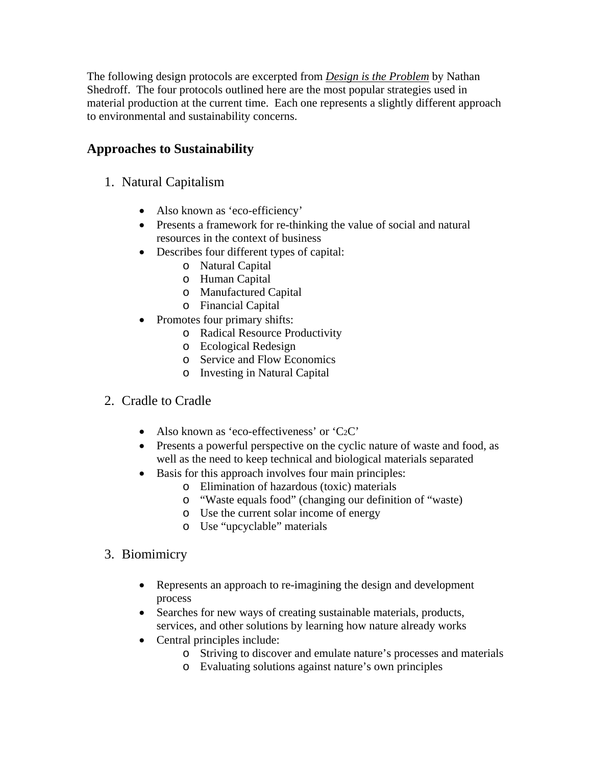The following design protocols are excerpted from ***Design is the Problem*** by Nathan Shedroff. The four protocols outlined here are the most popular strategies used in material production at the current time. Each one represents a slightly different approach to environmental and sustainability concerns.

## Approaches to Sustainability

1. Natural Capitalism

   - Also known as 'eco-efficiency'
   - Presents a framework for re-thinking the value of social and natural resources in the context of business
   - Describes four different types of capital:
     - Natural Capital
     - Human Capital
     - Manufactured Capital
     - Financial Capital
   - Promotes four primary shifts:
     - Radical Resource Productivity
     - Ecological Redesign
     - Service and Flow Economics
     - Investing in Natural Capital

2. Cradle to Cradle

   - Also known as 'eco-effectiveness' or 'C2C'
   - Presents a powerful perspective on the cyclic nature of waste and food, as well as the need to keep technical and biological materials separated
   - Basis for this approach involves four main principles:
     - Elimination of hazardous (toxic) materials
     - "Waste equals food" (changing our definition of "waste)
     - Use the current solar income of energy
     - Use "upcyclable" materials

3. Biomimicry

   - Represents an approach to re-imagining the design and development process
   - Searches for new ways of creating sustainable materials, products, services, and other solutions by learning how nature already works
   - Central principles include:
     - Striving to discover and emulate nature's processes and materials
     - Evaluating solutions against nature's own principles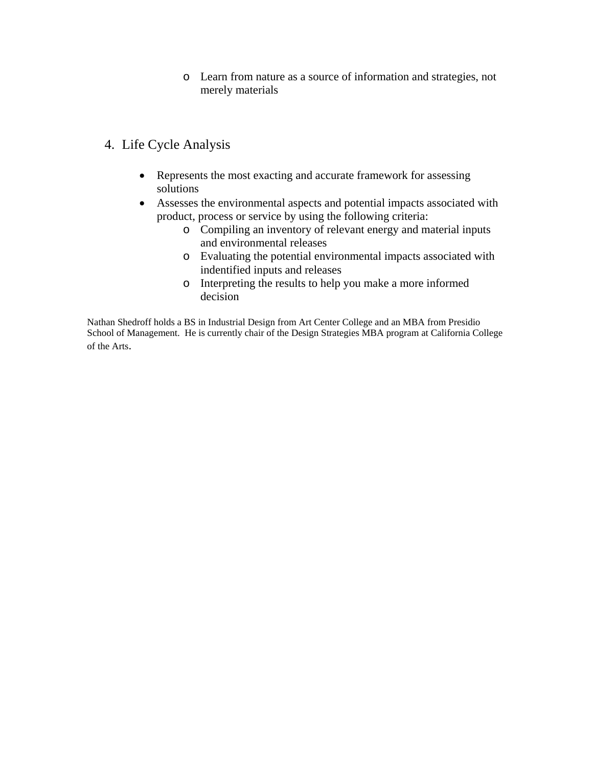- Learn from nature as a source of information and strategies, not merely materials

4. Life Cycle Analysis

- Represents the most exacting and accurate framework for assessing solutions
- Assesses the environmental aspects and potential impacts associated with product, process or service by using the following criteria:
  - Compiling an inventory of relevant energy and material inputs and environmental releases
  - Evaluating the potential environmental impacts associated with indentified inputs and releases
  - Interpreting the results to help you make a more informed decision

Nathan Shedroff holds a BS in Industrial Design from Art Center College and an MBA from Presidio School of Management. He is currently chair of the Design Strategies MBA program at California College of the Arts.